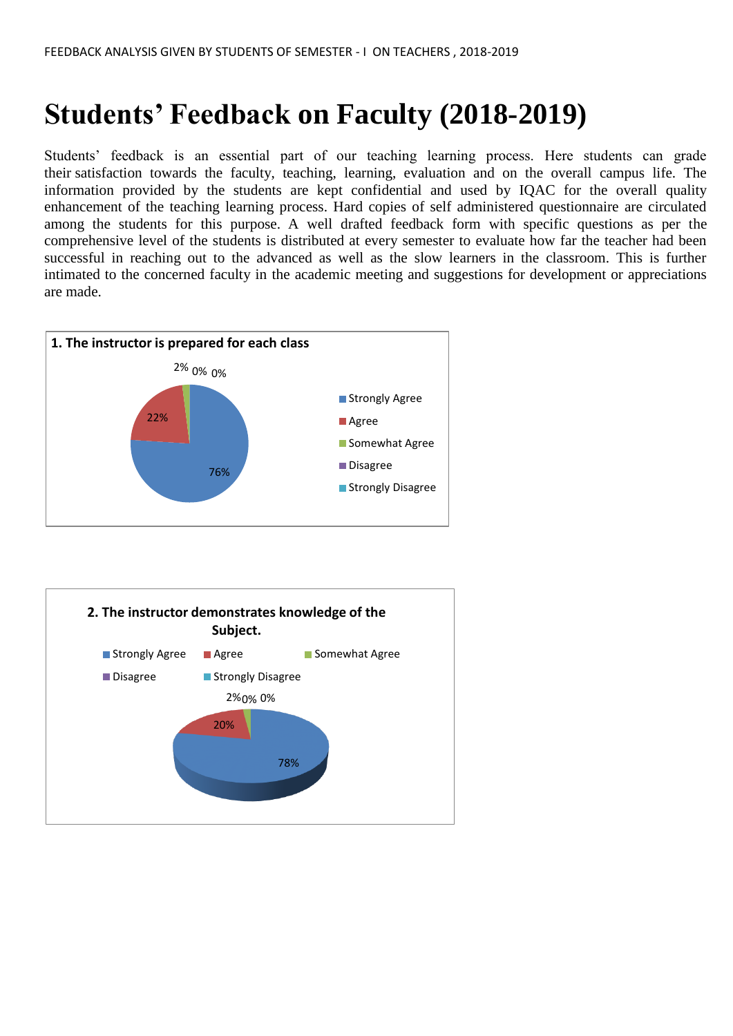FEEDBACK ANALYSIS GIVEN BY STUDENTS OF SEMESTER - I ON TEACHERS , 2018-2019

# Students' Feedback on Faculty (2018-2019)

Students' feedback is an essential part of our teaching learning process. Here students can grade their satisfaction towards the faculty, teaching, learning, evaluation and on the overall campus life. The information provided by the students are kept confidential and used by IQAC for the overall quality enhancement of the teaching learning process. Hard copies of self administered questionnaire are circulated among the students for this purpose. A well drafted feedback form with specific questions as per the comprehensive level of the students is distributed at every semester to evaluate how far the teacher had been successful in reaching out to the advanced as well as the slow learners in the classroom. This is further intimated to the concerned faculty in the academic meeting and suggestions for development or appreciations are made.

**1. The instructor is prepared for each class**

| Response | Percentage |
| --- | --- |
| Strongly Agree | 76% |
| Agree | 22% |
| Somewhat Agree | 2% |
| Disagree | 0% |
| Strongly Disagree | 0% |

**2. The instructor demonstrates knowledge of the Subject.**

| Response | Percentage |
| --- | --- |
| Strongly Agree | 78% |
| Agree | 20% |
| Somewhat Agree | 2% |
| Disagree | 0% |
| Strongly Disagree | 0% |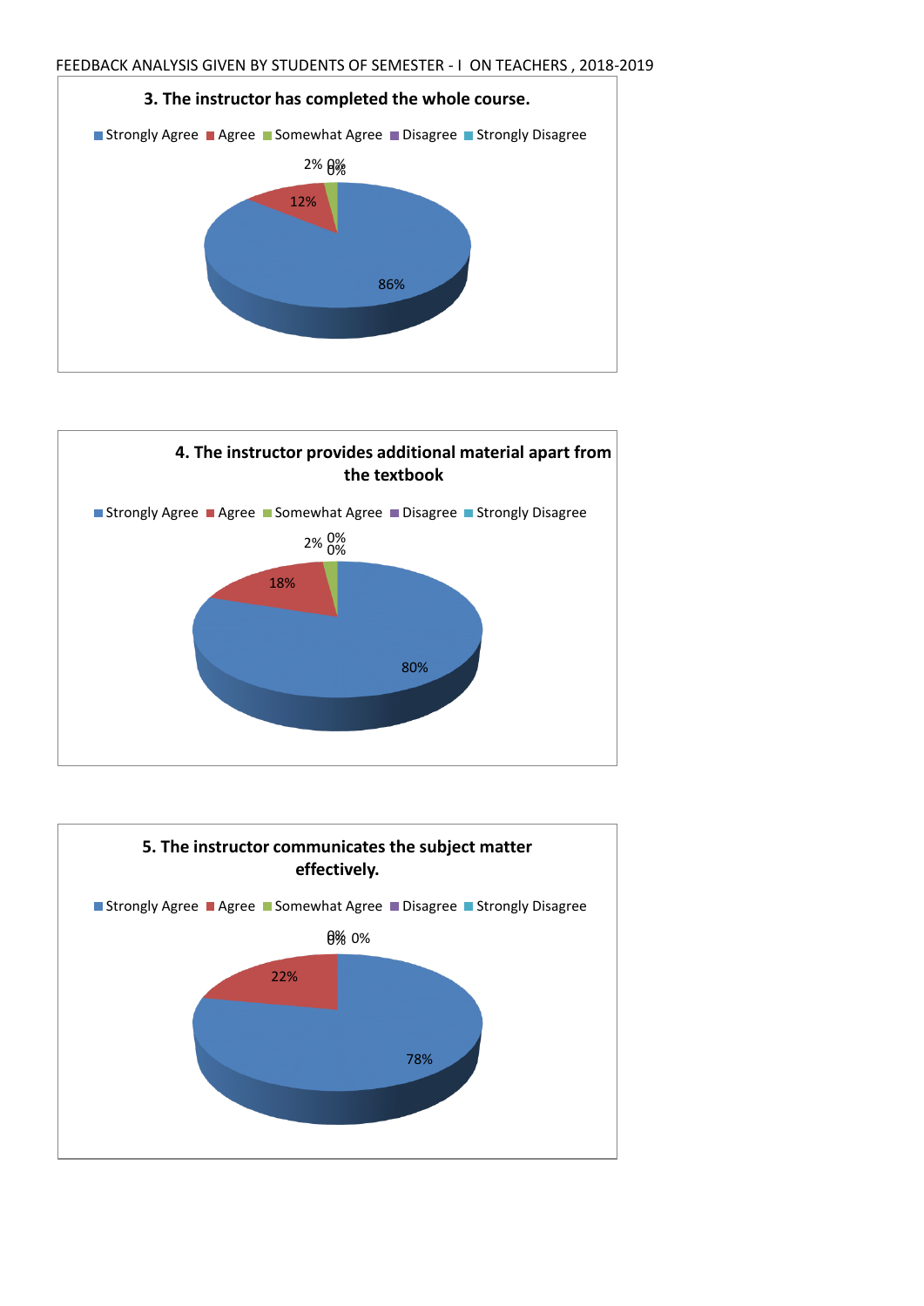FEEDBACK ANALYSIS GIVEN BY STUDENTS OF SEMESTER - I ON TEACHERS , 2018-2019

**3. The instructor has completed the whole course.**

Strongly Agree, Agree, Somewhat Agree, Disagree, Strongly Disagree

86%, 12%, 2%, 0%, 0%

**4. The instructor provides additional material apart from the textbook**

Strongly Agree, Agree, Somewhat Agree, Disagree, Strongly Disagree

80%, 18%, 2%, 0%, 0%

**5. The instructor communicates the subject matter effectively.**

Strongly Agree, Agree, Somewhat Agree, Disagree, Strongly Disagree

78%, 22%, 0%, 0%, 0%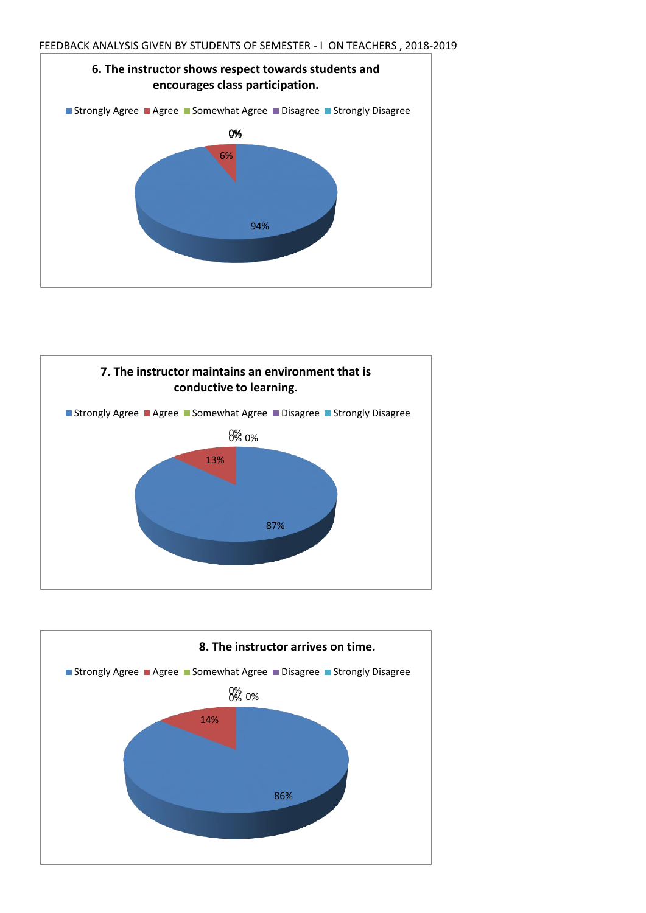FEEDBACK ANALYSIS GIVEN BY STUDENTS OF SEMESTER - I ON TEACHERS , 2018-2019

**6. The instructor shows respect towards students and encourages class participation.**

Strongly Agree, Agree, Somewhat Agree, Disagree, Strongly Disagree

0%
0%
6%
94%

**7. The instructor maintains an environment that is conductive to learning.**

Strongly Agree, Agree, Somewhat Agree, Disagree, Strongly Disagree

0%
0% 0%
13%
87%

**8. The instructor arrives on time.**

Strongly Agree, Agree, Somewhat Agree, Disagree, Strongly Disagree

0%
0% 0%
14%
86%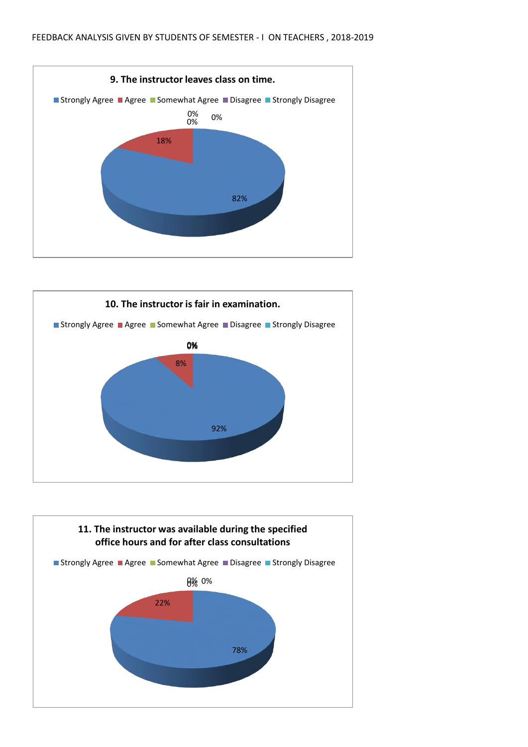FEEDBACK ANALYSIS GIVEN BY STUDENTS OF SEMESTER - I ON TEACHERS , 2018-2019

**9. The instructor leaves class on time.**

Strongly Agree | Agree | Somewhat Agree | Disagree | Strongly Disagree

0%
0%
0%
18%
82%

**10. The instructor is fair in examination.**

Strongly Agree | Agree | Somewhat Agree | Disagree | Strongly Disagree

0%
8%
92%

**11. The instructor was available during the specified office hours and for after class consultations**

Strongly Agree | Agree | Somewhat Agree | Disagree | Strongly Disagree

0%
0%
0%
22%
78%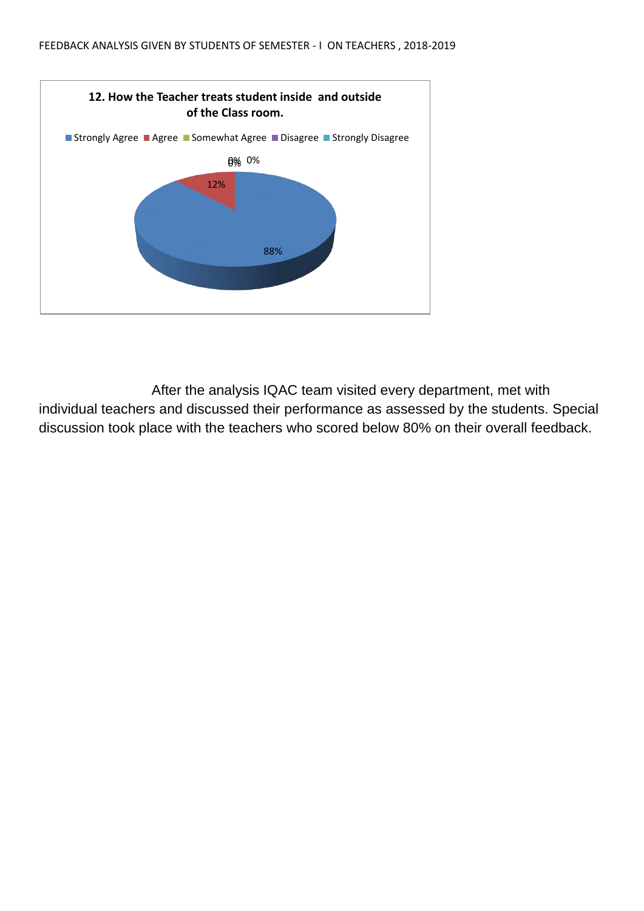FEEDBACK ANALYSIS GIVEN BY STUDENTS OF SEMESTER - I ON TEACHERS , 2018-2019

**12. How the Teacher treats student inside and outside of the Class room.**

Strongly Agree
Agree
Somewhat Agree
Disagree
Strongly Disagree

0%
0%
0%
12%
88%

After the analysis IQAC team visited every department, met with individual teachers and discussed their performance as assessed by the students. Special discussion took place with the teachers who scored below 80% on their overall feedback.